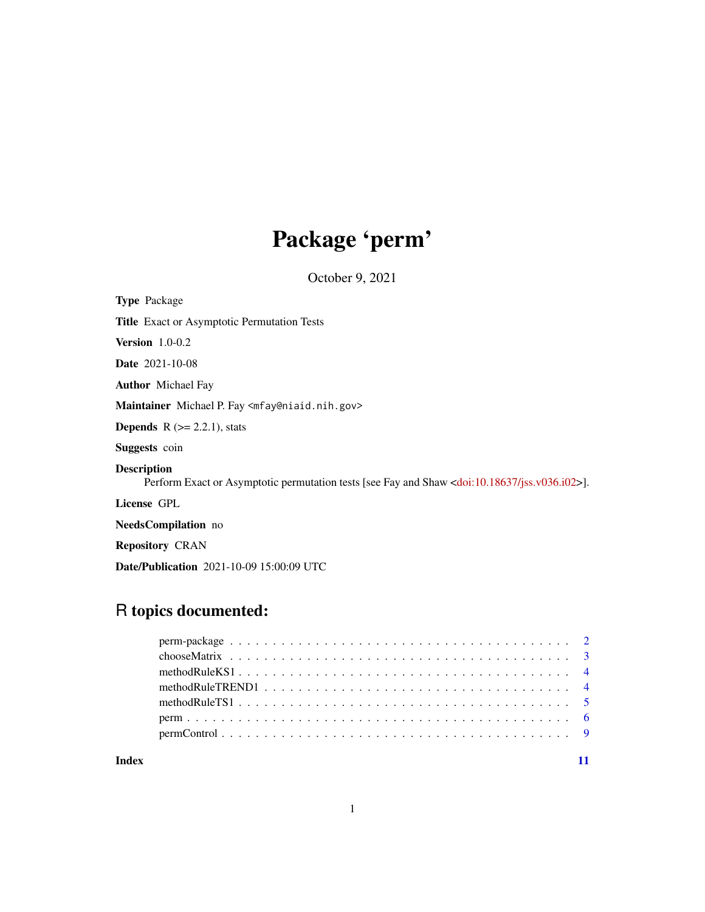# Package 'perm'

October 9, 2021

**Type** Package

**Title** Exact or Asymptotic Permutation Tests

**Version** 1.0-0.2

**Date** 2021-10-08

**Author** Michael Fay

**Maintainer** Michael P. Fay <mfay@niaid.nih.gov>

**Depends** R (>= 2.2.1), stats

**Suggests** coin

**Description**
Perform Exact or Asymptotic permutation tests [see Fay and Shaw <doi:10.18637/jss.v036.i02>].

**License** GPL

**NeedsCompilation** no

**Repository** CRAN

**Date/Publication** 2021-10-09 15:00:09 UTC

## R topics documented:

| | |
|---|---|
| perm-package | 2 |
| chooseMatrix | 3 |
| methodRuleKS1 | 4 |
| methodRuleTREND1 | 4 |
| methodRuleTS1 | 5 |
| perm | 6 |
| permControl | 9 |
| **Index** | **11** |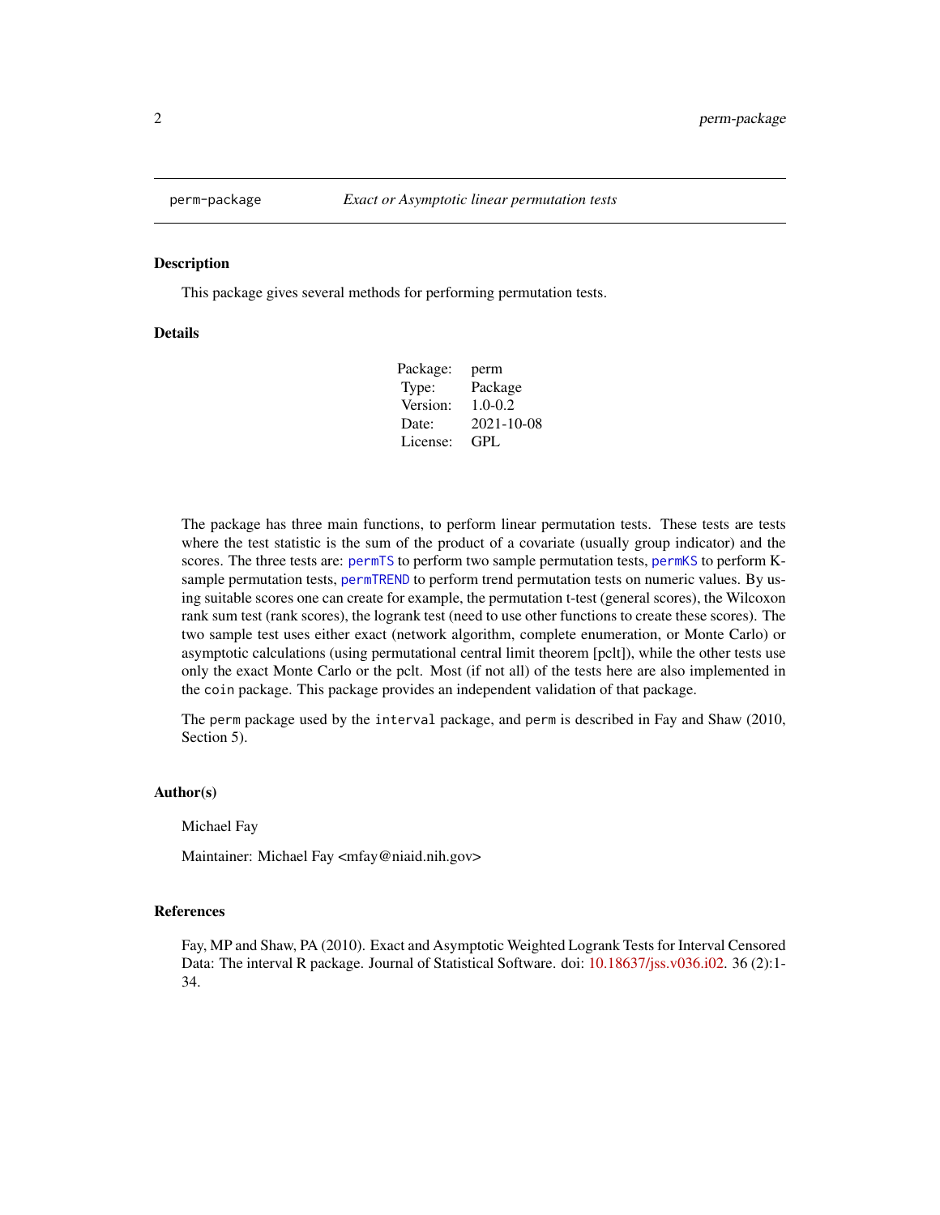perm-package *Exact or Asymptotic linear permutation tests*

## Description

This package gives several methods for performing permutation tests.

## Details

| | |
|---|---|
| Package: | perm |
| Type: | Package |
| Version: | 1.0-0.2 |
| Date: | 2021-10-08 |
| License: | GPL |

The package has three main functions, to perform linear permutation tests. These tests are tests where the test statistic is the sum of the product of a covariate (usually group indicator) and the scores. The three tests are: `permTS` to perform two sample permutation tests, `permKS` to perform K-sample permutation tests, `permTREND` to perform trend permutation tests on numeric values. By using suitable scores one can create for example, the permutation t-test (general scores), the Wilcoxon rank sum test (rank scores), the logrank test (need to use other functions to create these scores). The two sample test uses either exact (network algorithm, complete enumeration, or Monte Carlo) or asymptotic calculations (using permutational central limit theorem [pclt]), while the other tests use only the exact Monte Carlo or the pclt. Most (if not all) of the tests here are also implemented in the `coin` package. This package provides an independent validation of that package.

The `perm` package used by the `interval` package, and `perm` is described in Fay and Shaw (2010, Section 5).

## Author(s)

Michael Fay

Maintainer: Michael Fay <mfay@niaid.nih.gov>

## References

Fay, MP and Shaw, PA (2010). Exact and Asymptotic Weighted Logrank Tests for Interval Censored Data: The interval R package. Journal of Statistical Software. doi: 10.18637/jss.v036.i02. 36 (2):1-34.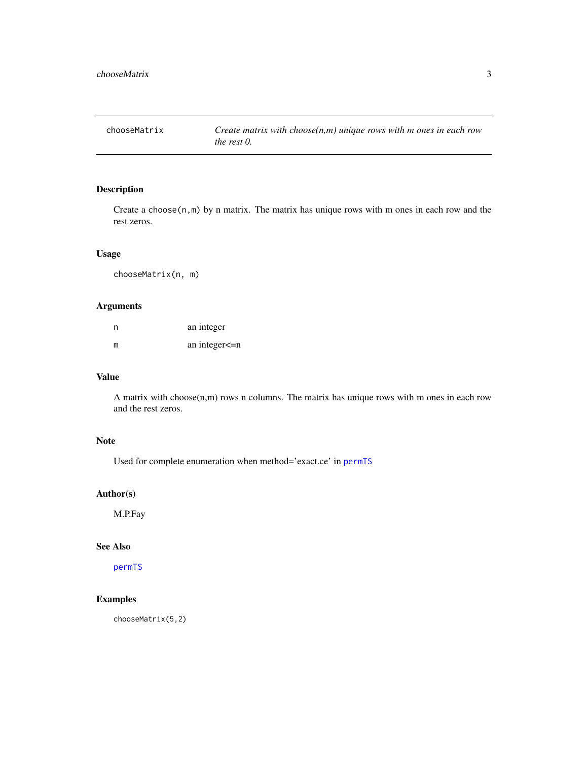# chooseMatrix

*Create matrix with choose(n,m) unique rows with m ones in each row the rest 0.*

## Description

Create a `choose(n,m)` by n matrix. The matrix has unique rows with m ones in each row and the rest zeros.

## Usage

```
chooseMatrix(n, m)
```

## Arguments

| | |
|---|---|
| n | an integer |
| m | an integer<=n |

## Value

A matrix with choose(n,m) rows n columns. The matrix has unique rows with m ones in each row and the rest zeros.

## Note

Used for complete enumeration when method='exact.ce' in `permTS`

## Author(s)

M.P.Fay

## See Also

`permTS`

## Examples

```
chooseMatrix(5,2)
```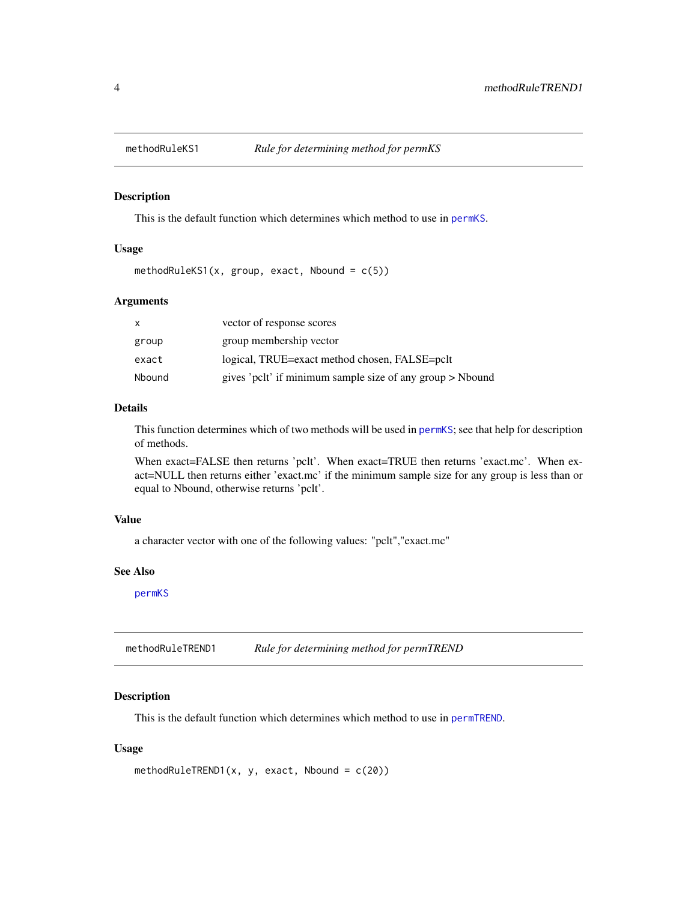## methodRuleKS1 — *Rule for determining method for permKS*

### Description

This is the default function which determines which method to use in permKS.

### Usage

```
methodRuleKS1(x, group, exact, Nbound = c(5))
```

### Arguments

| | |
|---|---|
| x | vector of response scores |
| group | group membership vector |
| exact | logical, TRUE=exact method chosen, FALSE=pclt |
| Nbound | gives 'pclt' if minimum sample size of any group > Nbound |

### Details

This function determines which of two methods will be used in permKS; see that help for description of methods.

When exact=FALSE then returns 'pclt'. When exact=TRUE then returns 'exact.mc'. When exact=NULL then returns either 'exact.mc' if the minimum sample size for any group is less than or equal to Nbound, otherwise returns 'pclt'.

### Value

a character vector with one of the following values: "pclt","exact.mc"

### See Also

permKS

## methodRuleTREND1 — *Rule for determining method for permTREND*

### Description

This is the default function which determines which method to use in permTREND.

### Usage

```
methodRuleTREND1(x, y, exact, Nbound = c(20))
```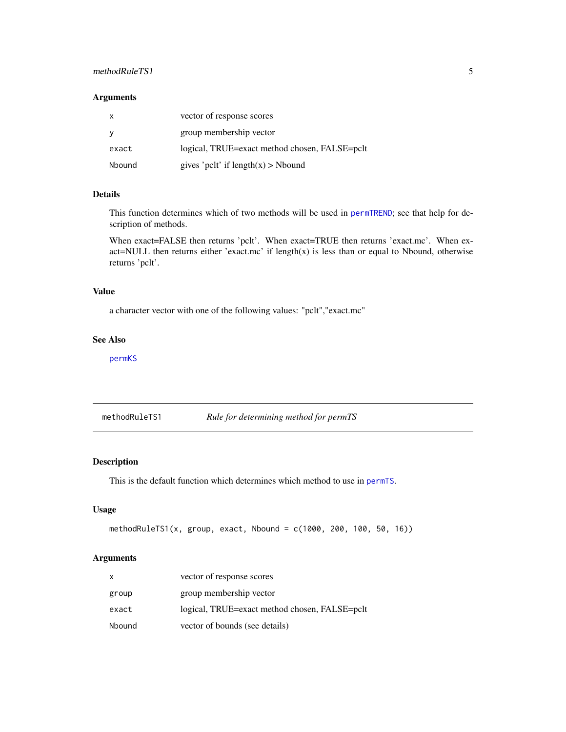## Arguments

| | |
|---|---|
| `x` | vector of response scores |
| `y` | group membership vector |
| `exact` | logical, TRUE=exact method chosen, FALSE=pclt |
| `Nbound` | gives 'pclt' if length(x) > Nbound |

## Details

This function determines which of two methods will be used in `permTREND`; see that help for description of methods.

When exact=FALSE then returns 'pclt'. When exact=TRUE then returns 'exact.mc'. When exact=NULL then returns either 'exact.mc' if length(x) is less than or equal to Nbound, otherwise returns 'pclt'.

## Value

a character vector with one of the following values: "pclt","exact.mc"

## See Also

`permKS`

---

# `methodRuleTS1` *Rule for determining method for permTS*

## Description

This is the default function which determines which method to use in `permTS`.

## Usage

```
methodRuleTS1(x, group, exact, Nbound = c(1000, 200, 100, 50, 16))
```

## Arguments

| | |
|---|---|
| `x` | vector of response scores |
| `group` | group membership vector |
| `exact` | logical, TRUE=exact method chosen, FALSE=pclt |
| `Nbound` | vector of bounds (see details) |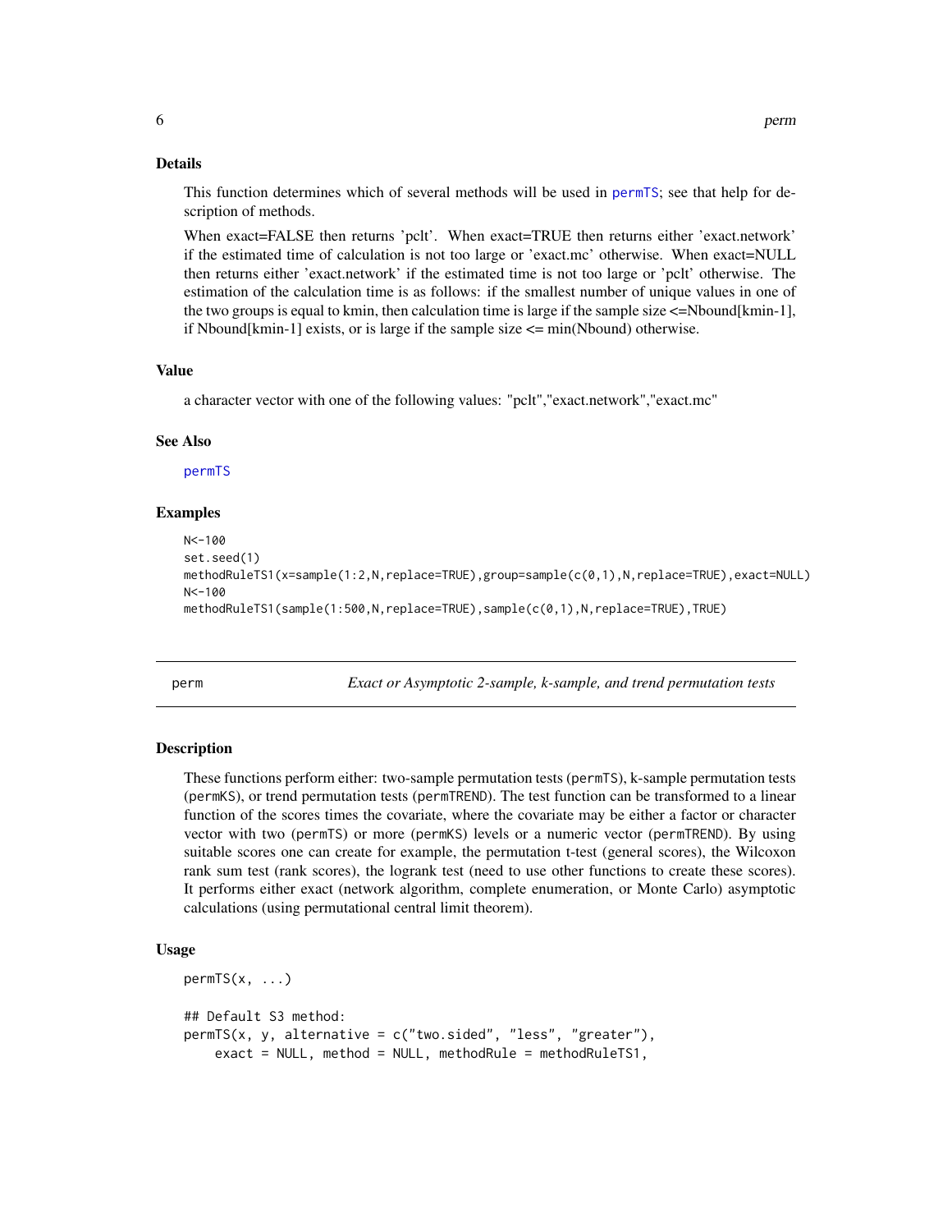### Details

This function determines which of several methods will be used in permTS; see that help for description of methods.

When exact=FALSE then returns 'pclt'. When exact=TRUE then returns either 'exact.network' if the estimated time of calculation is not too large or 'exact.mc' otherwise. When exact=NULL then returns either 'exact.network' if the estimated time is not too large or 'pclt' otherwise. The estimation of the calculation time is as follows: if the smallest number of unique values in one of the two groups is equal to kmin, then calculation time is large if the sample size <=Nbound[kmin-1], if Nbound[kmin-1] exists, or is large if the sample size <= min(Nbound) otherwise.

### Value

a character vector with one of the following values: "pclt","exact.network","exact.mc"

### See Also

permTS

### Examples

```
N<-100
set.seed(1)
methodRuleTS1(x=sample(1:2,N,replace=TRUE),group=sample(c(0,1),N,replace=TRUE),exact=NULL)
N<-100
methodRuleTS1(sample(1:500,N,replace=TRUE),sample(c(0,1),N,replace=TRUE),TRUE)
```

---

## perm — *Exact or Asymptotic 2-sample, k-sample, and trend permutation tests*

---

### Description

These functions perform either: two-sample permutation tests (permTS), k-sample permutation tests (permKS), or trend permutation tests (permTREND). The test function can be transformed to a linear function of the scores times the covariate, where the covariate may be either a factor or character vector with two (permTS) or more (permKS) levels or a numeric vector (permTREND). By using suitable scores one can create for example, the permutation t-test (general scores), the Wilcoxon rank sum test (rank scores), the logrank test (need to use other functions to create these scores). It performs either exact (network algorithm, complete enumeration, or Monte Carlo) asymptotic calculations (using permutational central limit theorem).

### Usage

```
permTS(x, ...)

## Default S3 method:
permTS(x, y, alternative = c("two.sided", "less", "greater"),
    exact = NULL, method = NULL, methodRule = methodRuleTS1,
```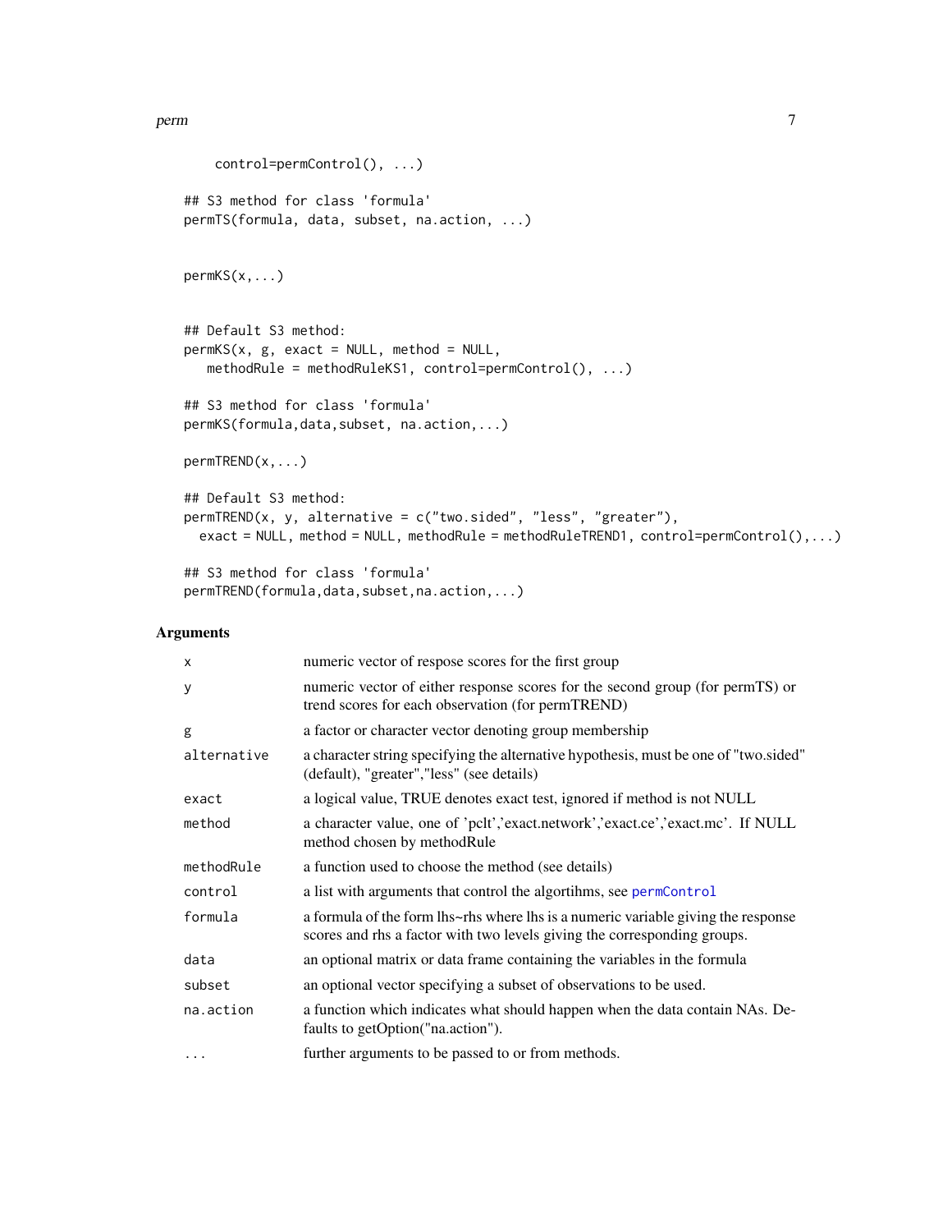```
     control=permControl(), ...)

## S3 method for class 'formula'
permTS(formula, data, subset, na.action, ...)


permKS(x,...)


## Default S3 method:
permKS(x, g, exact = NULL, method = NULL,
   methodRule = methodRuleKS1, control=permControl(), ...)

## S3 method for class 'formula'
permKS(formula,data,subset, na.action,...)

permTREND(x,...)

## Default S3 method:
permTREND(x, y, alternative = c("two.sided", "less", "greater"),
  exact = NULL, method = NULL, methodRule = methodRuleTREND1, control=permControl(),...)

## S3 method for class 'formula'
permTREND(formula,data,subset,na.action,...)
```

## Arguments

| | |
|---|---|
| `x` | numeric vector of respose scores for the first group |
| `y` | numeric vector of either response scores for the second group (for permTS) or trend scores for each observation (for permTREND) |
| `g` | a factor or character vector denoting group membership |
| `alternative` | a character string specifying the alternative hypothesis, must be one of "two.sided" (default), "greater","less" (see details) |
| `exact` | a logical value, TRUE denotes exact test, ignored if method is not NULL |
| `method` | a character value, one of 'pclt','exact.network','exact.ce','exact.mc'. If NULL method chosen by methodRule |
| `methodRule` | a function used to choose the method (see details) |
| `control` | a list with arguments that control the algortihms, see `permControl` |
| `formula` | a formula of the form lhs~rhs where lhs is a numeric variable giving the response scores and rhs a factor with two levels giving the corresponding groups. |
| `data` | an optional matrix or data frame containing the variables in the formula |
| `subset` | an optional vector specifying a subset of observations to be used. |
| `na.action` | a function which indicates what should happen when the data contain NAs. Defaults to getOption("na.action"). |
| `...` | further arguments to be passed to or from methods. |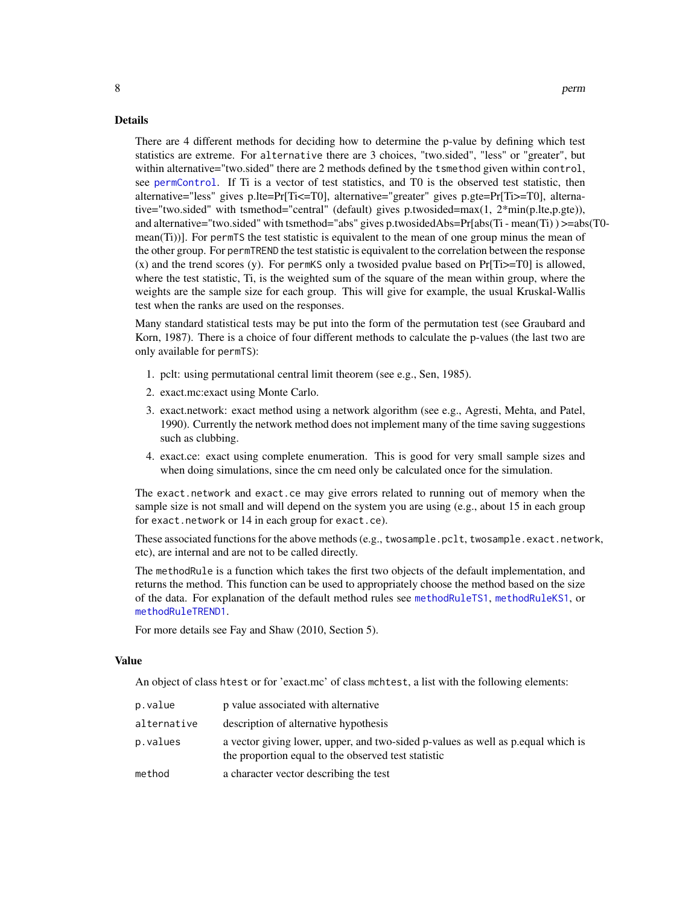### Details

There are 4 different methods for deciding how to determine the p-value by defining which test statistics are extreme. For `alternative` there are 3 choices, "two.sided", "less" or "greater", but within alternative="two.sided" there are 2 methods defined by the `tsmethod` given within `control`, see `permControl`. If Ti is a vector of test statistics, and T0 is the observed test statistic, then alternative="less" gives p.lte=Pr[Ti<=T0], alternative="greater" gives p.gte=Pr[Ti>=T0], alternative="two.sided" with tsmethod="central" (default) gives p.twosided=max(1, 2*min(p.lte,p.gte)), and alternative="two.sided" with tsmethod="abs" gives p.twosidedAbs=Pr[abs(Ti - mean(Ti) ) >=abs(T0-mean(Ti))]. For `permTS` the test statistic is equivalent to the mean of one group minus the mean of the other group. For `permTREND` the test statistic is equivalent to the correlation between the response (x) and the trend scores (y). For `permKS` only a twosided pvalue based on Pr[Ti>=T0] is allowed, where the test statistic, Ti, is the weighted sum of the square of the mean within group, where the weights are the sample size for each group. This will give for example, the usual Kruskal-Wallis test when the ranks are used on the responses.

Many standard statistical tests may be put into the form of the permutation test (see Graubard and Korn, 1987). There is a choice of four different methods to calculate the p-values (the last two are only available for `permTS`):

1. pclt: using permutational central limit theorem (see e.g., Sen, 1985).
2. exact.mc:exact using Monte Carlo.
3. exact.network: exact method using a network algorithm (see e.g., Agresti, Mehta, and Patel, 1990). Currently the network method does not implement many of the time saving suggestions such as clubbing.
4. exact.ce: exact using complete enumeration. This is good for very small sample sizes and when doing simulations, since the cm need only be calculated once for the simulation.

The `exact.network` and `exact.ce` may give errors related to running out of memory when the sample size is not small and will depend on the system you are using (e.g., about 15 in each group for `exact.network` or 14 in each group for `exact.ce`).

These associated functions for the above methods (e.g., `twosample.pclt`, `twosample.exact.network`, etc), are internal and are not to be called directly.

The `methodRule` is a function which takes the first two objects of the default implementation, and returns the method. This function can be used to appropriately choose the method based on the size of the data. For explanation of the default method rules see `methodRuleTS1`, `methodRuleKS1`, or `methodRuleTREND1`.

For more details see Fay and Shaw (2010, Section 5).

### Value

An object of class `htest` or for 'exact.mc' of class `mchtest`, a list with the following elements:

| | |
|---|---|
| `p.value` | p value associated with alternative |
| `alternative` | description of alternative hypothesis |
| `p.values` | a vector giving lower, upper, and two-sided p-values as well as p.equal which is the proportion equal to the observed test statistic |
| `method` | a character vector describing the test |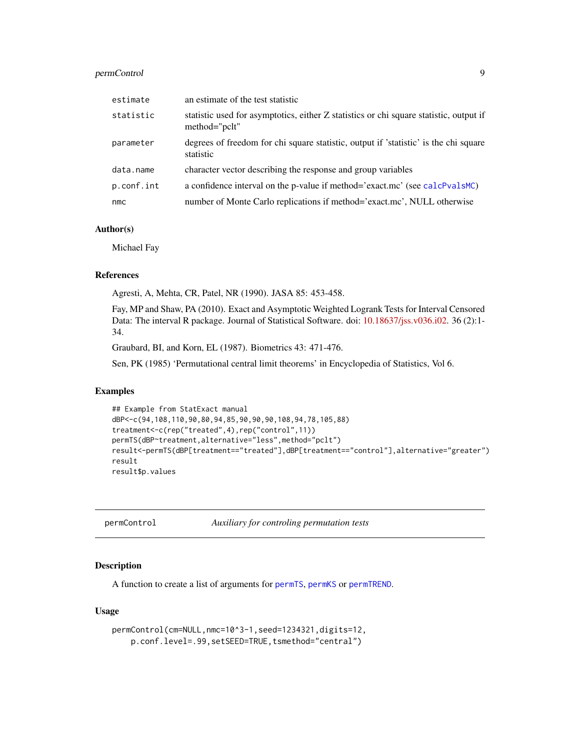| | |
|---|---|
| estimate | an estimate of the test statistic |
| statistic | statistic used for asymptotics, either Z statistics or chi square statistic, output if method="pclt" |
| parameter | degrees of freedom for chi square statistic, output if 'statistic' is the chi square statistic |
| data.name | character vector describing the response and group variables |
| p.conf.int | a confidence interval on the p-value if method='exact.mc' (see calcPvalsMC) |
| nmc | number of Monte Carlo replications if method='exact.mc', NULL otherwise |

### Author(s)

Michael Fay

### References

Agresti, A, Mehta, CR, Patel, NR (1990). JASA 85: 453-458.

Fay, MP and Shaw, PA (2010). Exact and Asymptotic Weighted Logrank Tests for Interval Censored Data: The interval R package. Journal of Statistical Software. doi: 10.18637/jss.v036.i02. 36 (2):1-34.

Graubard, BI, and Korn, EL (1987). Biometrics 43: 471-476.

Sen, PK (1985) 'Permutational central limit theorems' in Encyclopedia of Statistics, Vol 6.

### Examples

```
## Example from StatExact manual
dBP<-c(94,108,110,90,80,94,85,90,90,90,108,94,78,105,88)
treatment<-c(rep("treated",4),rep("control",11))
permTS(dBP~treatment,alternative="less",method="pclt")
result<-permTS(dBP[treatment=="treated"],dBP[treatment=="control"],alternative="greater")
result
result$p.values
```

---

## permControl — *Auxiliary for controling permutation tests*

### Description

A function to create a list of arguments for permTS, permKS or permTREND.

### Usage

```
permControl(cm=NULL,nmc=10^3-1,seed=1234321,digits=12,
    p.conf.level=.99,setSEED=TRUE,tsmethod="central")
```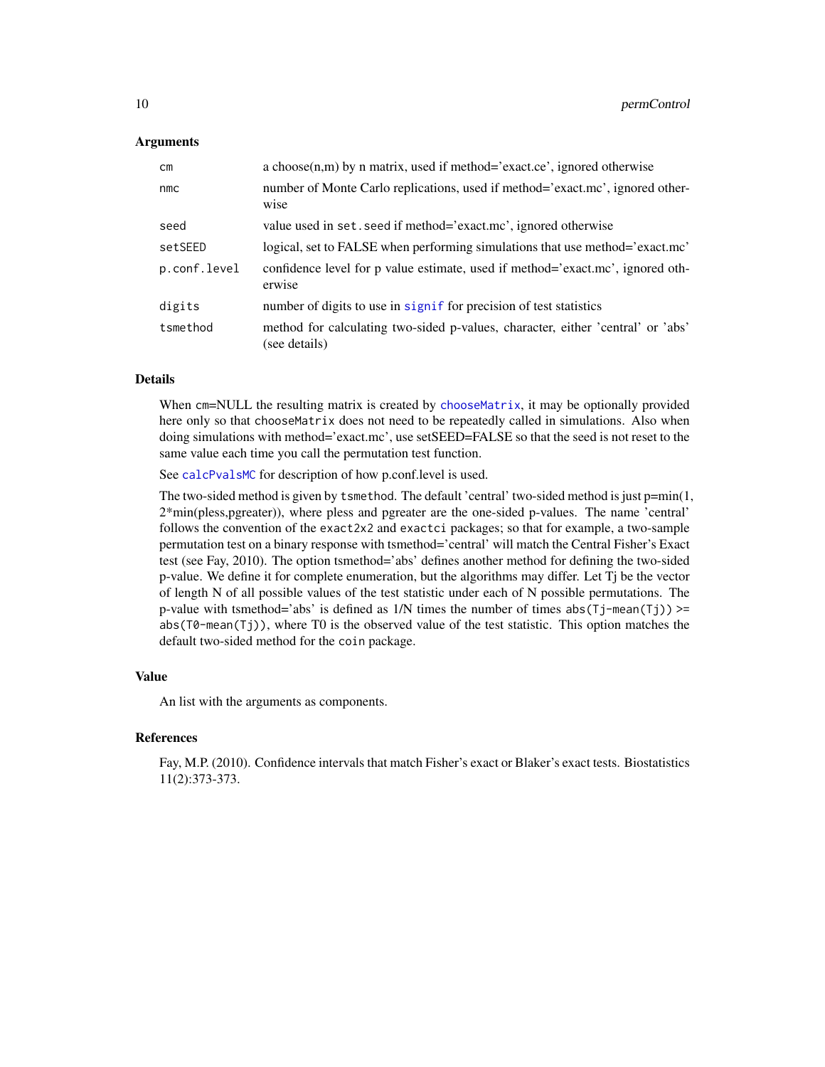### Arguments

| | |
|---|---|
| `cm` | a choose(n,m) by n matrix, used if method='exact.ce', ignored otherwise |
| `nmc` | number of Monte Carlo replications, used if method='exact.mc', ignored otherwise |
| `seed` | value used in `set.seed` if method='exact.mc', ignored otherwise |
| `setSEED` | logical, set to FALSE when performing simulations that use method='exact.mc' |
| `p.conf.level` | confidence level for p value estimate, used if method='exact.mc', ignored otherwise |
| `digits` | number of digits to use in `signif` for precision of test statistics |
| `tsmethod` | method for calculating two-sided p-values, character, either 'central' or 'abs' (see details) |

### Details

When `cm`=NULL the resulting matrix is created by `chooseMatrix`, it may be optionally provided here only so that `chooseMatrix` does not need to be repeatedly called in simulations. Also when doing simulations with method='exact.mc', use setSEED=FALSE so that the seed is not reset to the same value each time you call the permutation test function.

See `calcPvalsMC` for description of how p.conf.level is used.

The two-sided method is given by `tsmethod`. The default 'central' two-sided method is just p=min(1, 2*min(pless,pgreater)), where pless and pgreater are the one-sided p-values. The name 'central' follows the convention of the `exact2x2` and `exactci` packages; so that for example, a two-sample permutation test on a binary response with tsmethod='central' will match the Central Fisher's Exact test (see Fay, 2010). The option tsmethod='abs' defines another method for defining the two-sided p-value. We define it for complete enumeration, but the algorithms may differ. Let Tj be the vector of length N of all possible values of the test statistic under each of N possible permutations. The p-value with tsmethod='abs' is defined as 1/N times the number of times `abs(Tj-mean(Tj))` >= `abs(T0-mean(Tj))`, where T0 is the observed value of the test statistic. This option matches the default two-sided method for the `coin` package.

### Value

An list with the arguments as components.

### References

Fay, M.P. (2010). Confidence intervals that match Fisher's exact or Blaker's exact tests. Biostatistics 11(2):373-373.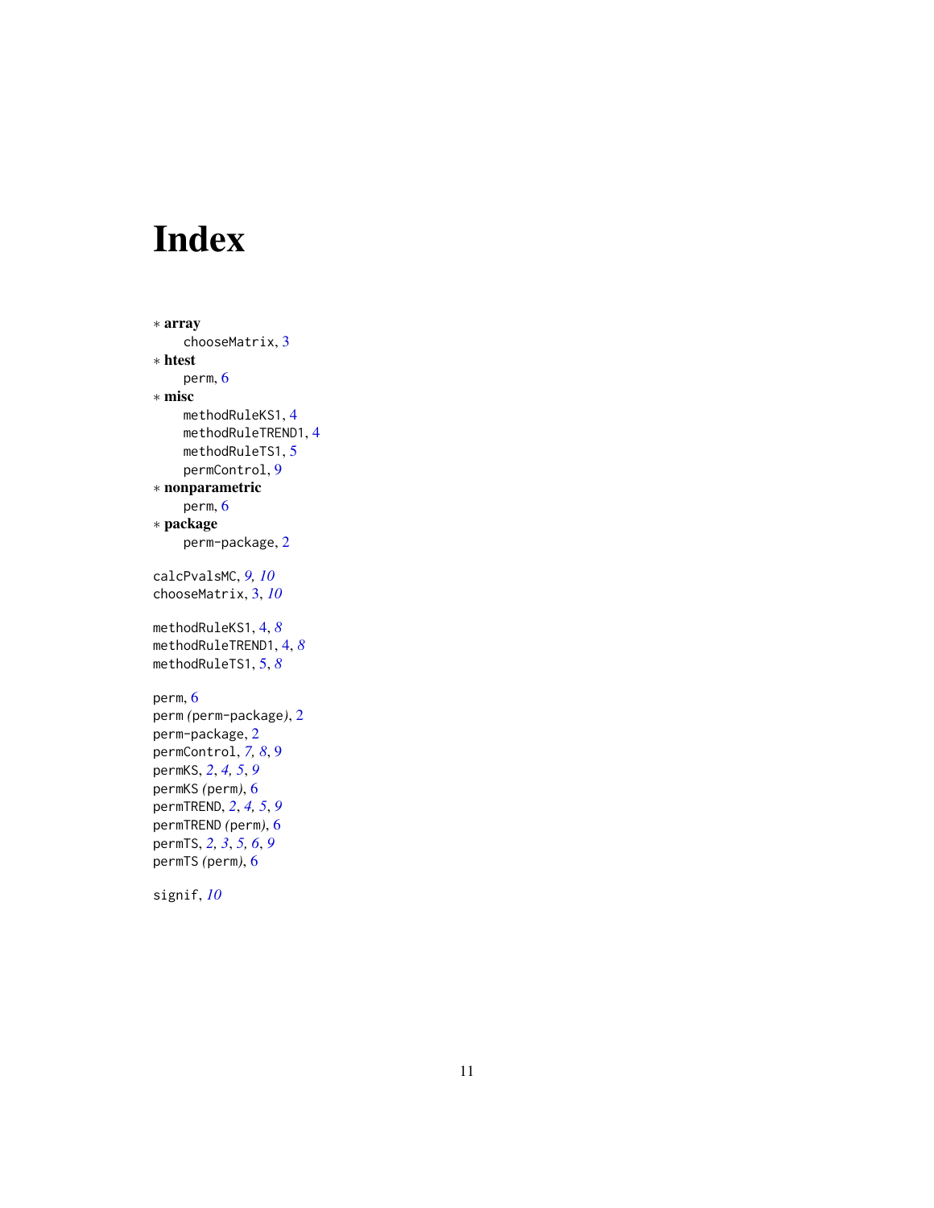# Index

∗ **array**
  chooseMatrix, 3
∗ **htest**
  perm, 6
∗ **misc**
  methodRuleKS1, 4
  methodRuleTREND1, 4
  methodRuleTS1, 5
  permControl, 9
∗ **nonparametric**
  perm, 6
∗ **package**
  perm-package, 2

calcPvalsMC, *9, 10*
chooseMatrix, 3, *10*

methodRuleKS1, 4, *8*
methodRuleTREND1, 4, *8*
methodRuleTS1, 5, *8*

perm, 6
perm *(*perm-package*)*, 2
perm-package, 2
permControl, *7, 8*, 9
permKS, *2*, *4, 5*, *9*
permKS *(*perm*)*, 6
permTREND, *2*, *4, 5*, *9*
permTREND *(*perm*)*, 6
permTS, *2, 3*, *5, 6*, *9*
permTS *(*perm*)*, 6

signif, *10*